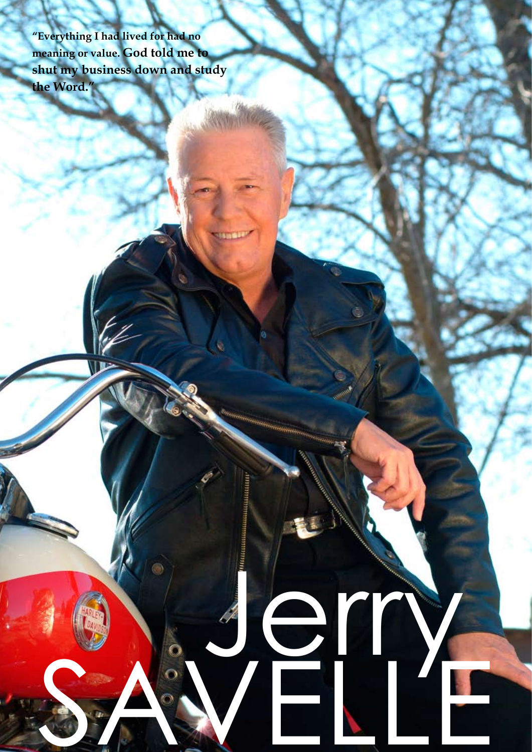"Everything I had lived for had no meaning or value. **God told me to shut my business down and study the Word.**"

# Jerry SAVELLE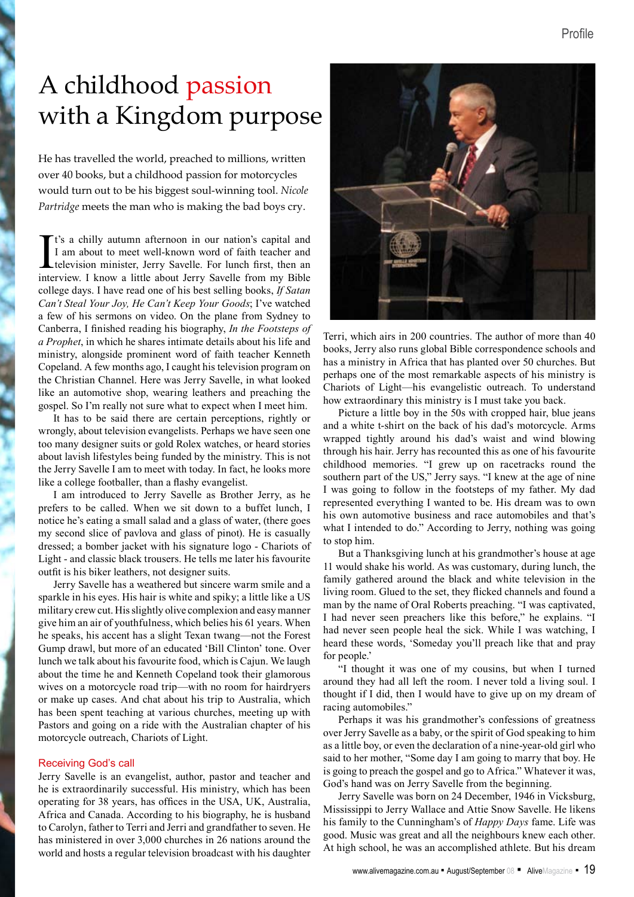# A childhood passion with a Kingdom purpose

He has travelled the world, preached to millions, written over 40 books, but a childhood passion for motorcycles would turn out to be his biggest soul-winning tool. *Nicole Partridge* meets the man who is making the bad boys cry.

It's a chilly autumn afternoon in our nation's capital and I am about to meet well-known word of faith and television minister, Jerry Savelle. For lunch first, then an interview. I know a little about Jerry Savelle from my Bible college days. I have read one of his best selling books, *If Satan Can't Steal Your Joy, He Can't Keep Your Goods*; I've watched a few of his sermons on video. On the plane from Sydney to Canberra, I finished reading his biography, *In the Footsteps of a Prophet*, in which he shares intimate details about his life and ministry, alongside prominent word of faith teacher Kenneth Copeland. A few months ago, I caught his television program on the Christian Channel. Here was Jerry Savelle, in what looked like an automotive shop, wearing leathers and preaching the gospel. So I'm really not sure what to expect when I meet him.

It has to be said there are certain perceptions, rightly or wrongly, about television evangelists. Perhaps we have seen one too many designer suits or gold Rolex watches, or heard stories about lavish lifestyles being funded by the ministry. This is not the Jerry Savelle I am to meet with today. In fact, he looks more like a college footballer, than a flashy evangelist.

I am introduced to Jerry Savelle as Brother Jerry, as he prefers to be called. When we sit down to a buffet lunch, I notice he's eating a small salad and a glass of water, (there goes my second slice of pavlova and glass of pinot). He is casually dressed; a bomber jacket with his signature logo - Chariots of Light - and classic black trousers. He tells me later his favourite outfit is his biker leathers, not designer suits.

Jerry Savelle has a weathered but sincere warm smile and a sparkle in his eyes. His hair is white and spiky; a little like a US military crew cut. His slightly olive complexion and easy manner give him an air of youthfulness, which belies his 61 years. When he speaks, his accent has a slight Texan twang—not the Forest Gump drawl, but more of an educated 'Bill Clinton' tone. Over lunch we talk about his favourite food, which is Cajun. We laugh about the time he and Kenneth Copeland took their glamorous wives on a motorcycle road trip—with no room for hairdryers or make up cases. And chat about his trip to Australia, which has been spent teaching at various churches, meeting up with Pastors and going on a ride with the Australian chapter of his motorcycle outreach, Chariots of Light.

## Receiving God's call

Jerry Savelle is an evangelist, author, pastor and teacher and he is extraordinarily successful. His ministry, which has been operating for 38 years, has offices in the USA, UK, Australia, Africa and Canada. According to his biography, he is husband to Carolyn, father to Terri and Jerri and grandfather to seven. He has ministered in over 3,000 churches in 26 nations around the world and hosts a regular television broadcast with his daughter Terri, which airs in 200 countries. The author of more than 40 books, Jerry also runs global Bible correspondence schools and has a ministry in Africa that has planted over 50 churches. But perhaps one of the most remarkable aspects of his ministry is Chariots of Light—his evangelistic outreach. To understand how extraordinary this ministry is I must take you back.

Picture a little boy in the 50s with cropped hair, blue jeans and a white t-shirt on the back of his dad's motorcycle. Arms wrapped tightly around his dad's waist and wind blowing through his hair. Jerry has recounted this as one of his favourite childhood memories. "I grew up on racetracks round the southern part of the US," Jerry says. "I knew at the age of nine I was going to follow in the footsteps of my father. My dad represented everything I wanted to be. His dream was to own his own automotive business and race automobiles and that's what I intended to do." According to Jerry, nothing was going to stop him.

But a Thanksgiving lunch at his grandmother's house at age 11 would shake his world. As was customary, during lunch, the family gathered around the black and white television in the living room. Glued to the set, they flicked channels and found a man by the name of Oral Roberts preaching. "I was captivated, I had never seen preachers like this before," he explains. "I had never seen people heal the sick. While I was watching, I heard these words, 'Someday you'll preach like that and pray for people.'

"I thought it was one of my cousins, but when I turned around they had all left the room. I never told a living soul. I thought if I did, then I would have to give up on my dream of racing automobiles."

Perhaps it was his grandmother's confessions of greatness over Jerry Savelle as a baby, or the spirit of God speaking to him as a little boy, or even the declaration of a nine-year-old girl who said to her mother, "Some day I am going to marry that boy. He is going to preach the gospel and go to Africa." Whatever it was, God's hand was on Jerry Savelle from the beginning.

Jerry Savelle was born on 24 December, 1946 in Vicksburg, Mississippi to Jerry Wallace and Attie Snow Savelle. He likens his family to the Cunningham's of *Happy Days* fame. Life was good. Music was great and all the neighbours knew each other. At high school, he was an accomplished athlete. But his dream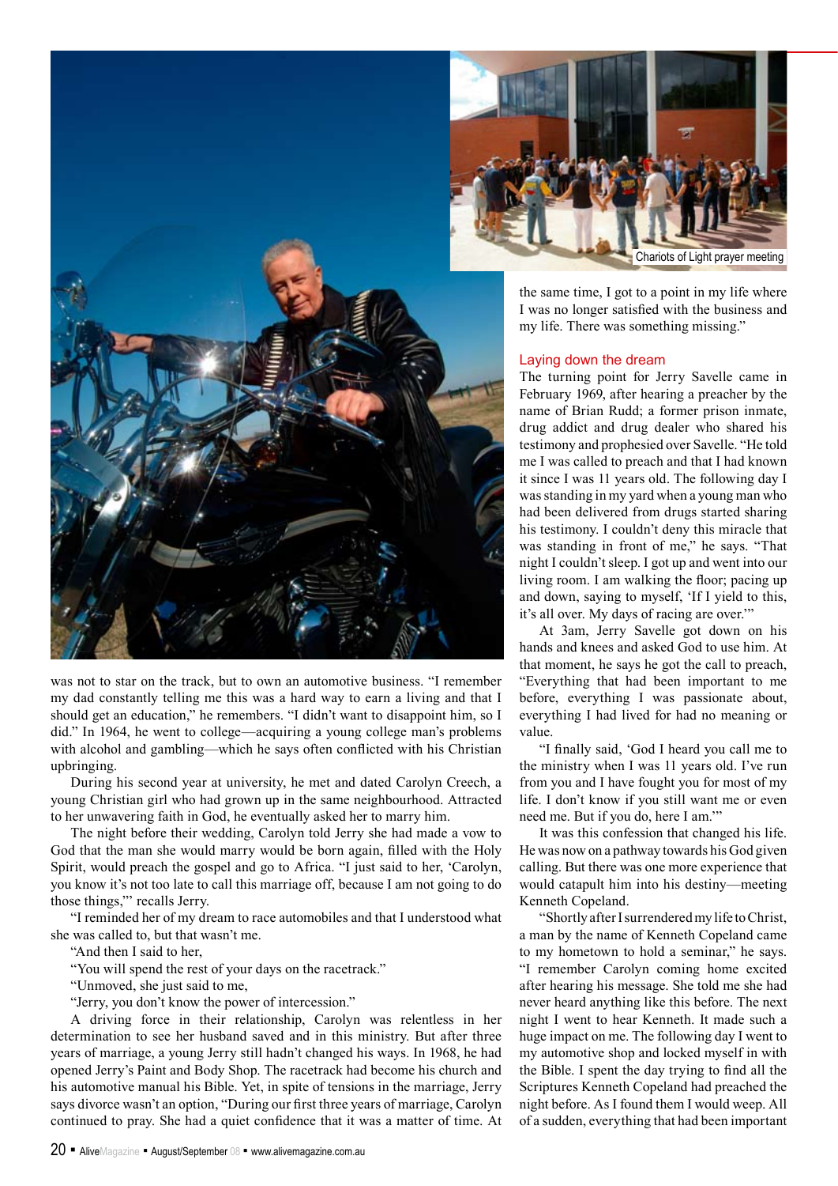Charioits of Light prayer meeting

was not to star on the track, but to own an automotive business. "I remember my dad constantly telling me this was a hard way to earn a living and that I should get an education," he remembers. "I didn't want to disappoint him, so I did." In 1964, he went to college—acquiring a young college man's problems with alcohol and gambling—which he says often conflicted with his Christian upbringing.

During his second year at university, he met and dated Carolyn Creech, a young Christian girl who had grown up in the same neighbourhood. Attracted to her unwavering faith in God, he eventually asked her to marry him.

The night before their wedding, Carolyn told Jerry she had made a vow to God that the man she would marry would be born again, filled with the Holy Spirit, would preach the gospel and go to Africa. "I just said to her, 'Carolyn, you know it's not too late to call this marriage off, because I am not going to do those things,'" recalls Jerry.

"I reminded her of my dream to race automobiles and that I understood what she was called to, but that wasn't me.

"And then I said to her,

"You will spend the rest of your days on the racetrack."

"Unmoved, she just said to me,

"Jerry, you don't know the power of intercession."

A driving force in their relationship, Carolyn was relentless in her determination to see her husband saved and in this ministry. But after three years of marriage, a young Jerry still hadn't changed his ways. In 1968, he had opened Jerry's Paint and Body Shop. The racetrack had become his church and his automotive manual his Bible. Yet, in spite of tensions in the marriage, Jerry says divorce wasn't an option, "During our first three years of marriage, Carolyn continued to pray. She had a quiet confidence that it was a matter of time. At the same time, I got to a point in my life where I was no longer satisfied with the business and my life. There was something missing."

## Laying down the dream

The turning point for Jerry Savelle came in February 1969, after hearing a preacher by the name of Brian Rudd; a former prison inmate, drug addict and drug dealer who shared his testimony and prophesied over Savelle. "He told me I was called to preach and that I had known it since I was 11 years old. The following day I was standing in my yard when a young man who had been delivered from drugs started sharing his testimony. I couldn't deny this miracle that was standing in front of me," he says. "That night I couldn't sleep. I got up and went into our living room. I am walking the floor; pacing up and down, saying to myself, 'If I yield to this, it's all over. My days of racing are over.'"

At 3am, Jerry Savelle got down on his hands and knees and asked God to use him. At that moment, he says he got the call to preach, "Everything that had been important to me before, everything I was passionate about, everything I had lived for had no meaning or value.

"I finally said, 'God I heard you call me to the ministry when I was 11 years old. I've run from you and I have fought you for most of my life. I don't know if you still want me or even need me. But if you do, here I am.'"

It was this confession that changed his life. He was now on a pathway towards his God given calling. But there was one more experience that would catapult him into his destiny—meeting Kenneth Copeland.

"Shortly after I surrendered my life to Christ, a man by the name of Kenneth Copeland came to my hometown to hold a seminar," he says. "I remember Carolyn coming home excited after hearing his message. She told me she had never heard anything like this before. The next night I went to hear Kenneth. It made such a huge impact on me. The following day I went to my automotive shop and locked myself in with the Bible. I spent the day trying to find all the Scriptures Kenneth Copeland had preached the night before. As I found them I would weep. All of a sudden, everything that had been important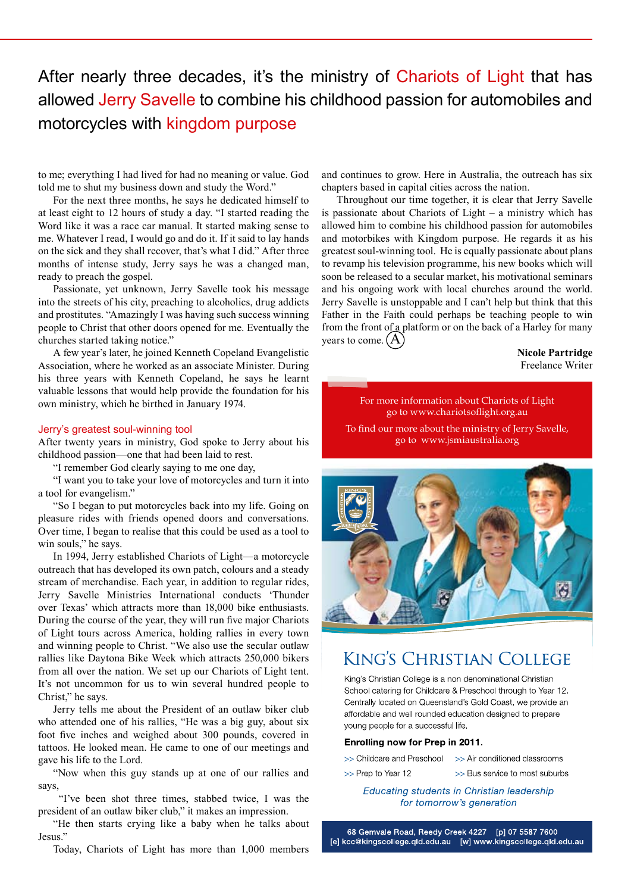After nearly three decades, it's the ministry of Chariots of Light that has allowed Jerry Savelle to combine his childhood passion for automobiles and motorcycles with kingdom purpose

to me; everything I had lived for had no meaning or value. God told me to shut my business down and study the Word."

For the next three months, he says he dedicated himself to at least eight to 12 hours of study a day. "I started reading the Word like it was a race car manual. It started making sense to me. Whatever I read, I would go and do it. If it said to lay hands on the sick and they shall recover, that's what I did." After three months of intense study, Jerry says he was a changed man, ready to preach the gospel.

Passionate, yet unknown, Jerry Savelle took his message into the streets of his city, preaching to alcoholics, drug addicts and prostitutes. "Amazingly I was having such success winning people to Christ that other doors opened for me. Eventually the churches started taking notice."

A few year's later, he joined Kenneth Copeland Evangelistic Association, where he worked as an associate Minister. During his three years with Kenneth Copeland, he says he learnt valuable lessons that would help provide the foundation for his own ministry, which he birthed in January 1974.

## Jerry's greatest soul-winning tool

After twenty years in ministry, God spoke to Jerry about his childhood passion—one that had been laid to rest.

"I remember God clearly saying to me one day,

"I want you to take your love of motorcycles and turn it into a tool for evangelism."

"So I began to put motorcycles back into my life. Going on pleasure rides with friends opened doors and conversations. Over time, I began to realise that this could be used as a tool to win souls," he says.

In 1994, Jerry established Chariots of Light—a motorcycle outreach that has developed its own patch, colours and a steady stream of merchandise. Each year, in addition to regular rides, Jerry Savelle Ministries International conducts 'Thunder over Texas' which attracts more than 18,000 bike enthusiasts. During the course of the year, they will run five major Chariots of Light tours across America, holding rallies in every town and winning people to Christ. "We also use the secular outlaw rallies like Daytona Bike Week which attracts 250,000 bikers from all over the nation. We set up our Chariots of Light tent. It's not uncommon for us to win several hundred people to Christ," he says.

Jerry tells me about the President of an outlaw biker club who attended one of his rallies, "He was a big guy, about six foot five inches and weighed about 300 pounds, covered in tattoos. He looked mean. He came to one of our meetings and gave his life to the Lord.

"Now when this guy stands up at one of our rallies and says,

"I've been shot three times, stabbed twice, I was the president of an outlaw biker club," it makes an impression.

"He then starts crying like a baby when he talks about Jesus."

Today, Chariots of Light has more than 1,000 members and continues to grow. Here in Australia, the outreach has six chapters based in capital cities across the nation.

Throughout our time together, it is clear that Jerry Savelle is passionate about Chariots of Light – a ministry which has allowed him to combine his childhood passion for automobiles and motorbikes with Kingdom purpose. He regards it as his greatest soul-winning tool. He is equally passionate about plans to revamp his television programme, his new books which will soon be released to a secular market, his motivational seminars and his ongoing work with local churches around the world. Jerry Savelle is unstoppable and I can't help but think that this Father in the Faith could perhaps be teaching people to win from the front of a platform or on the back of a Harley for many years to come. (A)

**Nicole Partridge**
Freelance Writer

For more information about Chariots of Light go to www.chariotsoflight.org.au

To find our more about the ministry of Jerry Savelle, go to www.jsmiaustralia.org

# King's Christian College

King's Christian College is a non denominational Christian School catering for Childcare & Preschool through to Year 12. Centrally located on Queensland's Gold Coast, we provide an affordable and well rounded education designed to prepare young people for a successful life.

**Enrolling now for Prep in 2011.**

- >> Childcare and Preschool
- >> Air conditioned classrooms
- >> Prep to Year 12
- >> Bus service to most suburbs

*Educating students in Christian leadership for tomorrow's generation*

68 Gemvale Road, Reedy Creek 4227 [p] 07 5587 7600
[e] kcc@kingscollege.qld.edu.au [w] www.kingscollege.qld.edu.au